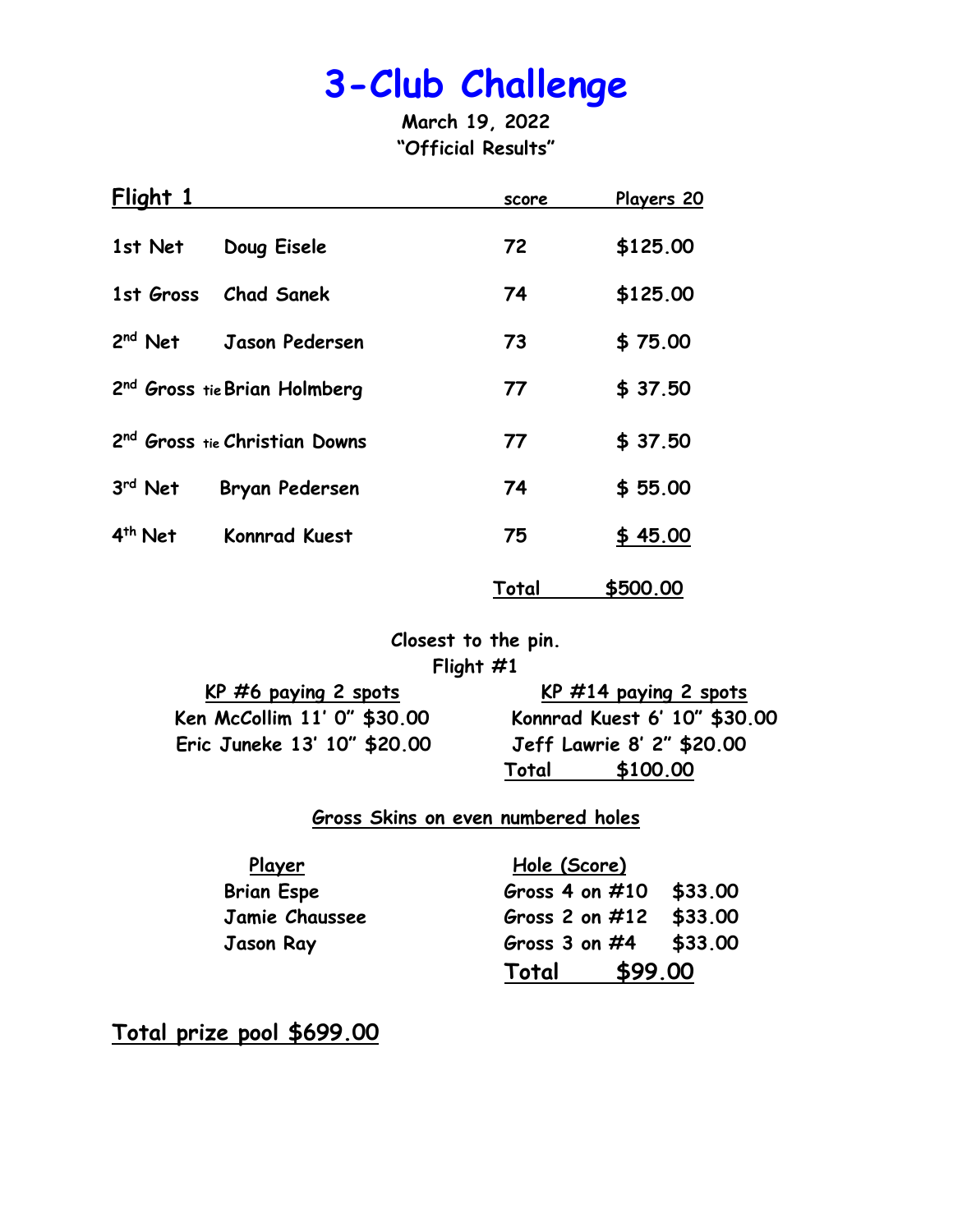# 3-Club Challenge

**March 19, 2022**
**"Official Results"**

## Flight 1

| Place | Player | score | Players 20 |
|---|---|---|---|
| 1st Net | Doug Eisele | 72 | $125.00 |
| 1st Gross | Chad Sanek | 74 | $125.00 |
| 2nd Net | Jason Pedersen | 73 | $ 75.00 |
| 2nd Gross tie | Brian Holmberg | 77 | $ 37.50 |
| 2nd Gross tie | Christian Downs | 77 | $ 37.50 |
| 3rd Net | Bryan Pedersen | 74 | $ 55.00 |
| 4th Net | Konnrad Kuest | 75 | $ 45.00 |
| | | **Total** | **$500.00** |

**Closest to the pin.**
**Flight #1**

| KP #6 paying 2 spots | KP #14 paying 2 spots |
|---|---|
| Ken McCollim 11' 0" $30.00 | Konnrad Kuest 6' 10" $30.00 |
| Eric Juneke 13' 10" $20.00 | Jeff Lawrie 8' 2" $20.00 |
| | **Total** $100.00 |

**Gross Skins on even numbered holes**

| Player | Hole (Score) | |
|---|---|---|
| Brian Espe | Gross 4 on #10 | $33.00 |
| Jamie Chaussee | Gross 2 on #12 | $33.00 |
| Jason Ray | Gross 3 on #4 | $33.00 |
| | **Total** | **$99.00** |

**Total prize pool $699.00**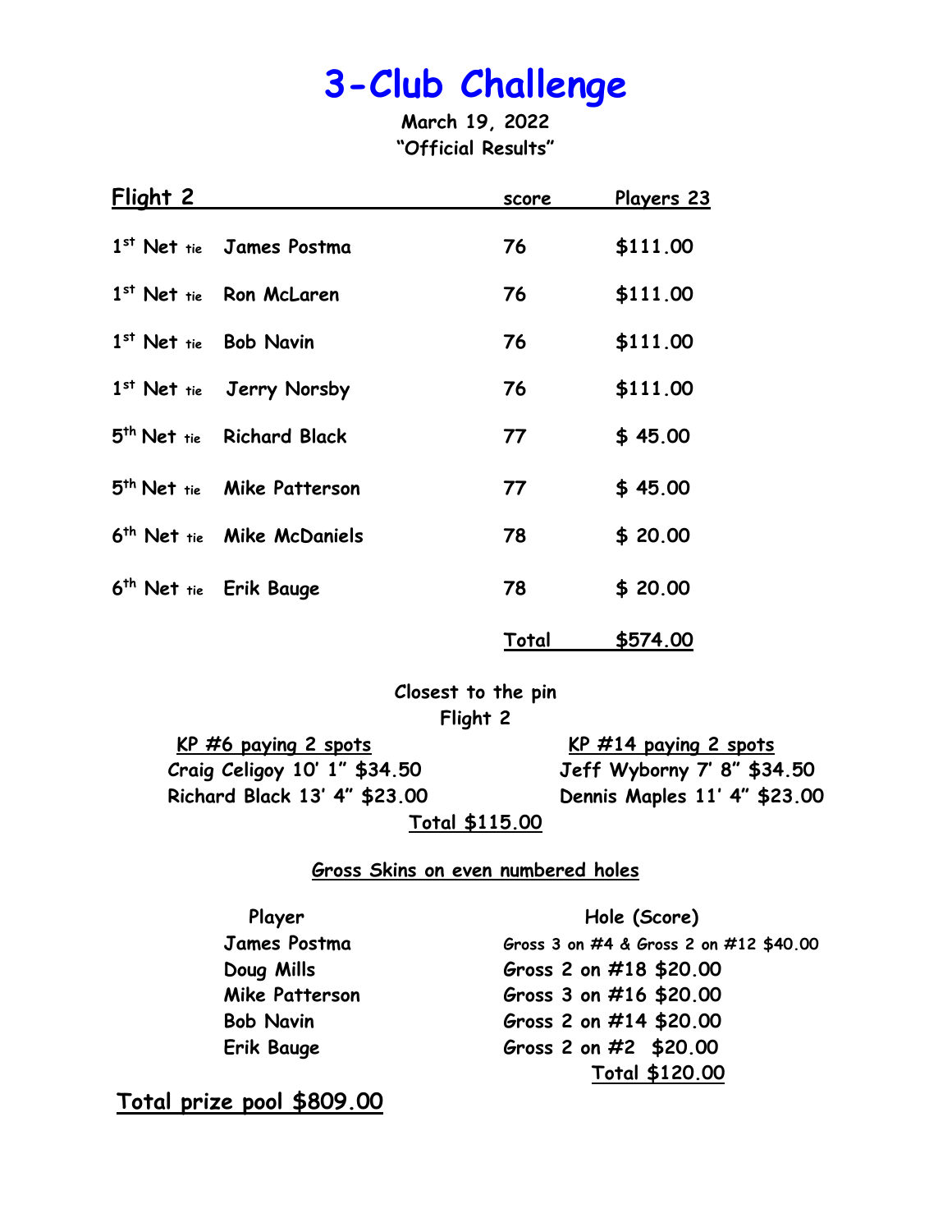# 3-Club Challenge

**March 19, 2022**
**"Official Results"**

| Flight 2 | | score | Players 23 |
|---|---|---|---|
| 1st Net tie | James Postma | 76 | $111.00 |
| 1st Net tie | Ron McLaren | 76 | $111.00 |
| 1st Net tie | Bob Navin | 76 | $111.00 |
| 1st Net tie | Jerry Norsby | 76 | $111.00 |
| 5th Net tie | Richard Black | 77 | $ 45.00 |
| 5th Net tie | Mike Patterson | 77 | $ 45.00 |
| 6th Net tie | Mike McDaniels | 78 | $ 20.00 |
| 6th Net tie | Erik Bauge | 78 | $ 20.00 |
| | | Total | $574.00 |

**Closest to the pin**
**Flight 2**

| KP #6 paying 2 spots | KP #14 paying 2 spots |
|---|---|
| Craig Celigoy 10' 1" $34.50 | Jeff Wyborny 7' 8" $34.50 |
| Richard Black 13' 4" $23.00 | Dennis Maples 11' 4" $23.00 |

**Total $115.00**

**Gross Skins on even numbered holes**

| Player | Hole (Score) |
|---|---|
| James Postma | Gross 3 on #4 & Gross 2 on #12 $40.00 |
| Doug Mills | Gross 2 on #18 $20.00 |
| Mike Patterson | Gross 3 on #16 $20.00 |
| Bob Navin | Gross 2 on #14 $20.00 |
| Erik Bauge | Gross 2 on #2 $20.00 |
| | Total $120.00 |

**Total prize pool $809.00**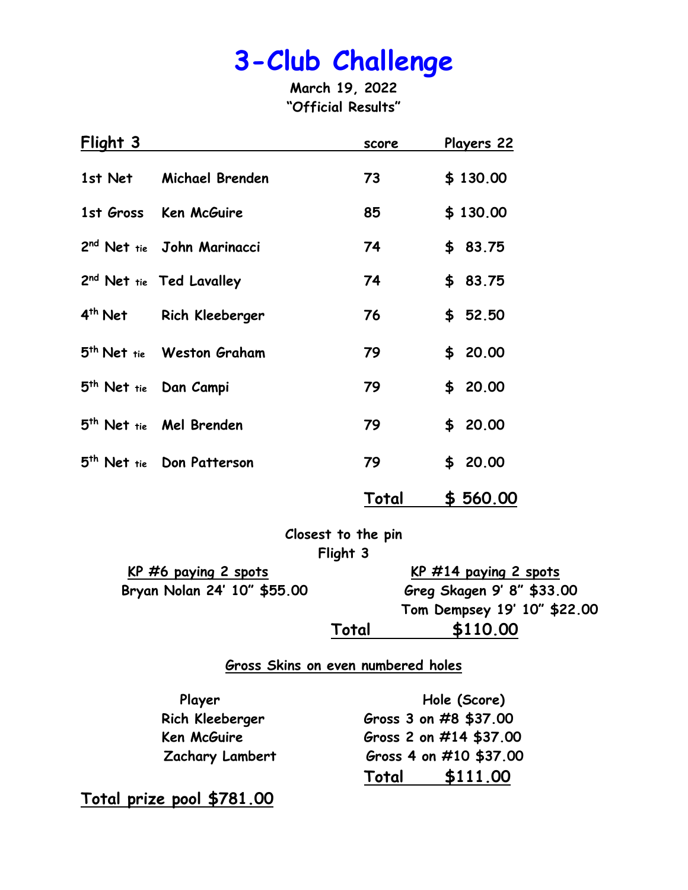# 3-Club Challenge

**March 19, 2022**
**"Official Results"**

| Flight 3 | | score | Players 22 |
|---|---|---|---|
| 1st Net | Michael Brenden | 73 | $ 130.00 |
| 1st Gross | Ken McGuire | 85 | $ 130.00 |
| 2nd Net tie | John Marinacci | 74 | $ 83.75 |
| 2nd Net tie | Ted Lavalley | 74 | $ 83.75 |
| 4th Net | Rich Kleeberger | 76 | $ 52.50 |
| 5th Net tie | Weston Graham | 79 | $ 20.00 |
| 5th Net tie | Dan Campi | 79 | $ 20.00 |
| 5th Net tie | Mel Brenden | 79 | $ 20.00 |
| 5th Net tie | Don Patterson | 79 | $ 20.00 |
| | | **Total** | **$ 560.00** |

**Closest to the pin**
**Flight 3**

**KP #6 paying 2 spots**
Bryan Nolan 24' 10" $55.00

**KP #14 paying 2 spots**
Greg Skagen 9' 8" $33.00
Tom Dempsey 19' 10" $22.00

**Total $110.00**

**Gross Skins on even numbered holes**

| Player | Hole (Score) |
|---|---|
| Rich Kleeberger | Gross 3 on #8 $37.00 |
| Ken McGuire | Gross 2 on #14 $37.00 |
| Zachary Lambert | Gross 4 on #10 $37.00 |
| | **Total $111.00** |

**Total prize pool $781.00**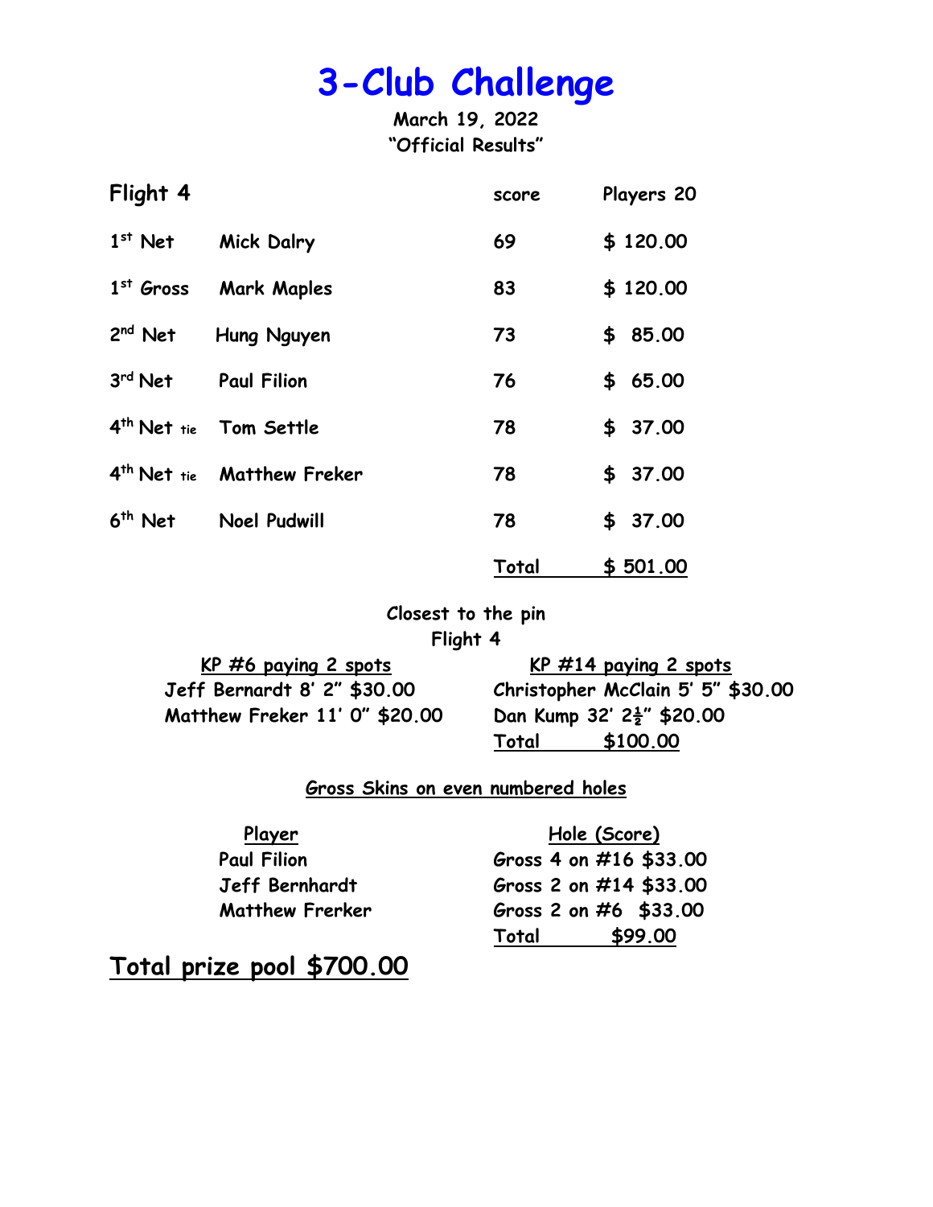# 3-Club Challenge

**March 19, 2022**
**"Official Results"**

| Flight 4 | | score | Players 20 |
|---|---|---|---|
| 1st Net | Mick Dalry | 69 | $ 120.00 |
| 1st Gross | Mark Maples | 83 | $ 120.00 |
| 2nd Net | Hung Nguyen | 73 | $ 85.00 |
| 3rd Net | Paul Filion | 76 | $ 65.00 |
| 4th Net tie | Tom Settle | 78 | $ 37.00 |
| 4th Net tie | Matthew Freker | 78 | $ 37.00 |
| 6th Net | Noel Pudwill | 78 | $ 37.00 |
| | | **Total** | **$ 501.00** |

**Closest to the pin**
**Flight 4**

| KP #6 paying 2 spots | KP #14 paying 2 spots |
|---|---|
| Jeff Bernardt 8' 2" $30.00 | Christopher McClain 5' 5" $30.00 |
| Matthew Freker 11' 0" $20.00 | Dan Kump 32' 2½" $20.00 |
| | **Total $100.00** |

**Gross Skins on even numbered holes**

| Player | Hole (Score) |
|---|---|
| Paul Filion | Gross 4 on #16 $33.00 |
| Jeff Bernhardt | Gross 2 on #14 $33.00 |
| Matthew Frerker | Gross 2 on #6 $33.00 |
| | **Total $99.00** |

## Total prize pool $700.00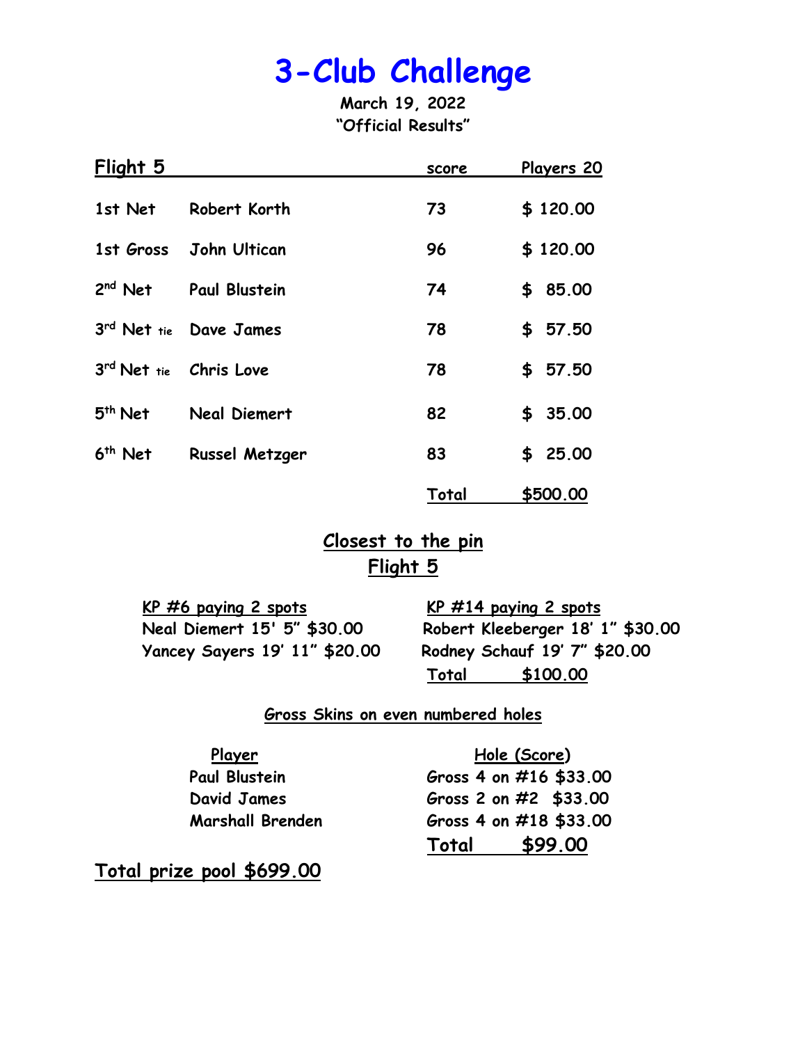# 3-Club Challenge

**March 19, 2022**
**"Official Results"**

| Flight 5 | | score | Players 20 |
|---|---|---|---|
| 1st Net | Robert Korth | 73 | $ 120.00 |
| 1st Gross | John Ultican | 96 | $ 120.00 |
| 2nd Net | Paul Blustein | 74 | $ 85.00 |
| 3rd Net tie | Dave James | 78 | $ 57.50 |
| 3rd Net tie | Chris Love | 78 | $ 57.50 |
| 5th Net | Neal Diemert | 82 | $ 35.00 |
| 6th Net | Russel Metzger | 83 | $ 25.00 |
| | | Total | $500.00 |

## Closest to the pin
## Flight 5

| KP #6 paying 2 spots | KP #14 paying 2 spots |
|---|---|
| Neal Diemert 15' 5" $30.00 | Robert Kleeberger 18' 1" $30.00 |
| Yancey Sayers 19' 11" $20.00 | Rodney Schauf 19' 7" $20.00 |
| | Total $100.00 |

**Gross Skins on even numbered holes**

| Player | Hole (Score) |
|---|---|
| Paul Blustein | Gross 4 on #16 $33.00 |
| David James | Gross 2 on #2 $33.00 |
| Marshall Brenden | Gross 4 on #18 $33.00 |
| | **Total $99.00** |

**Total prize pool $699.00**